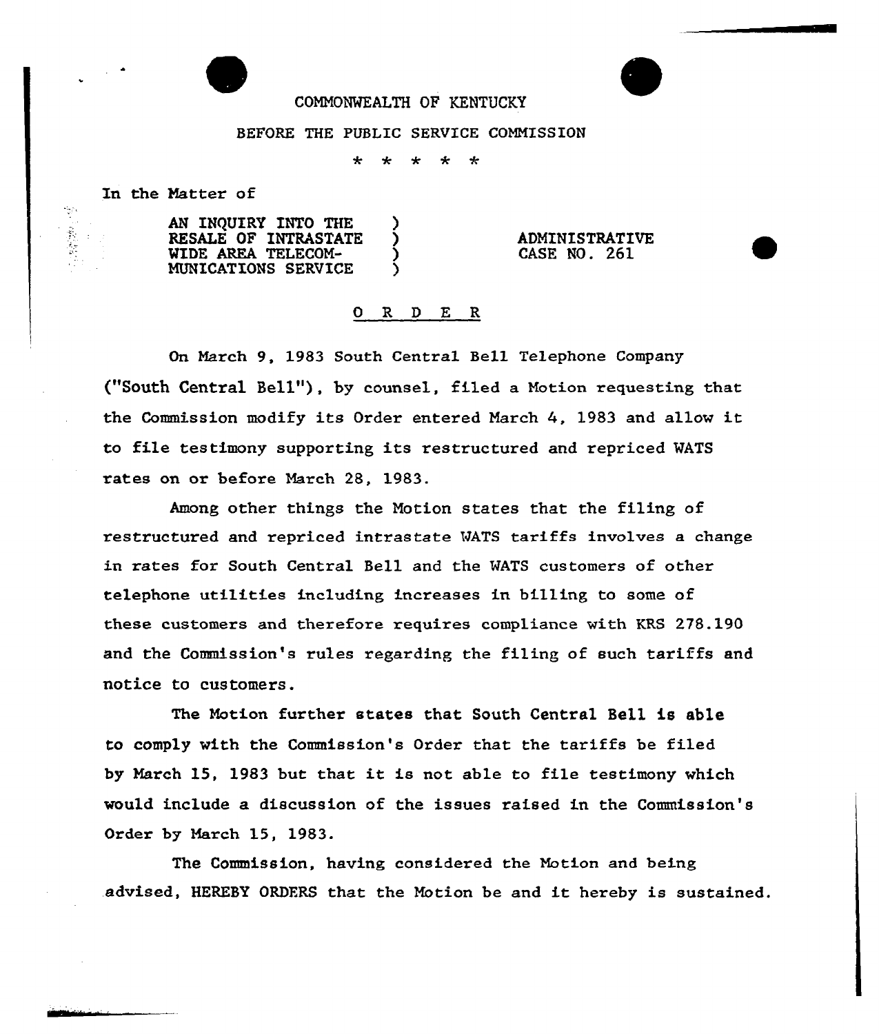COMMONWEALTH OF KENTUCKY

BEFORE THE PUBLIC SERVICE COMMISSION

\* \* \* \* \*

In the Matter of

| | | |
|---|---|---|
| AN INQUIRY INTO THE RESALE OF INTRASTATE WIDE AREA TELECOMMUNICATIONS SERVICE | ) | ADMINISTRATIVE CASE NO. 261 |

## O R D E R

On March 9, 1983 South Central Bell Telephone Company ("South Central Bell"), by counsel, filed a Motion requesting that the Commission modify its Order entered March 4, 1983 and allow it to file testimony supporting its restructured and repriced WATS rates on or before March 28, 1983.

Among other things the Motion states that the filing of restructured and repriced intrastate WATS tariffs involves a change in rates for South Central Bell and the WATS customers of other telephone utilities including increases in billing to some of these customers and therefore requires compliance with KRS 278.190 and the Commission's rules regarding the filing of such tariffs and notice to customers.

The Motion further states that South Central Bell is able to comply with the Commission's Order that the tariffs be filed by March 15, 1983 but that it is not able to file testimony which would include a discussion of the issues raised in the Commission's Order by March 15, 1983.

The Commission, having considered the Motion and being advised, HEREBY ORDERS that the Motion be and it hereby is sustained.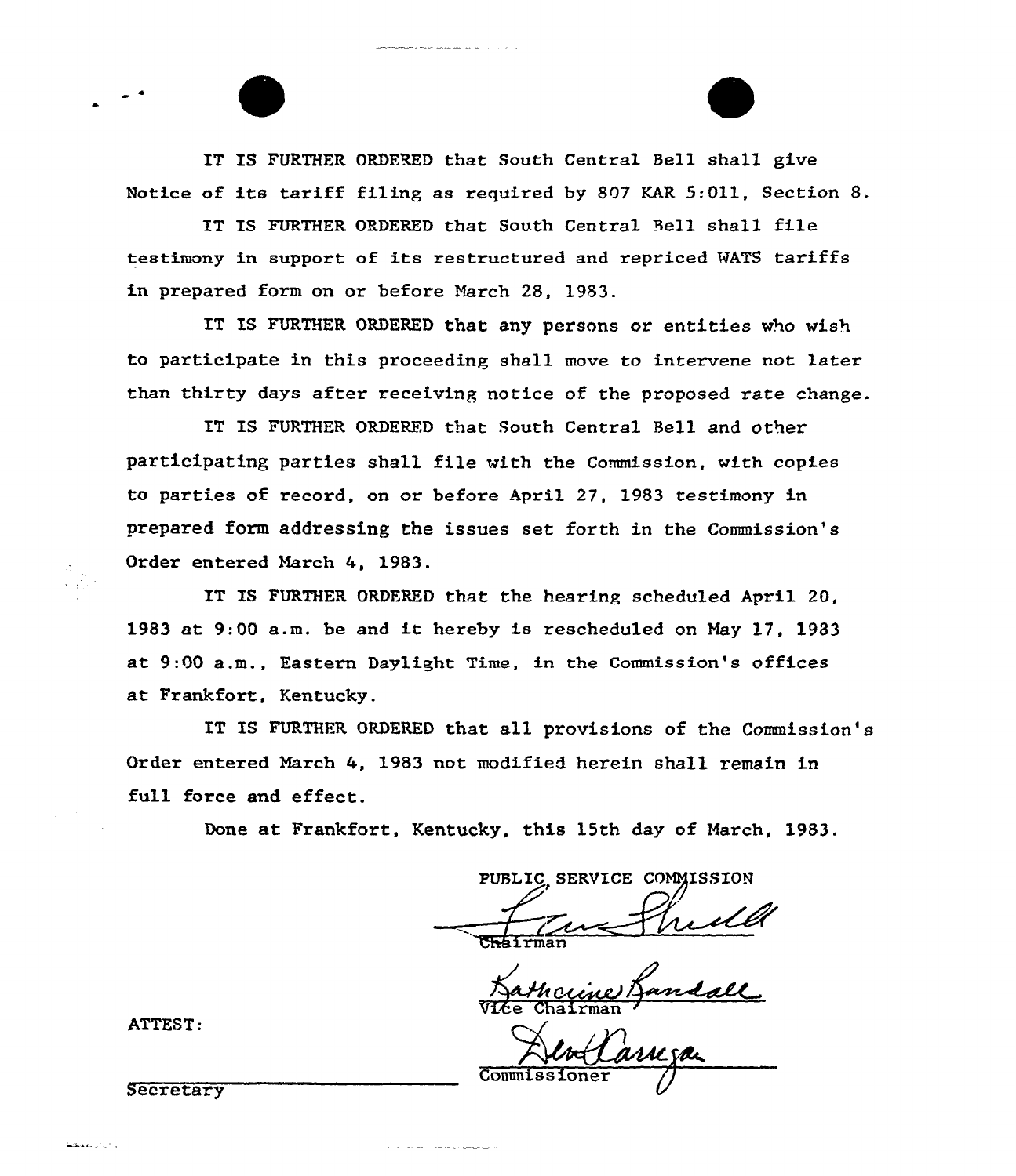IT IS FURTHER ORDERED that South Central Bell shall give Notice of its tariff filing as required by 807 KAR 5:011, Section 8.

IT IS FURTHER ORDERED that South Central Bell shall file testimony in support of its restructured and repriced WATS tariffs in prepared form on or before March 28, 1983.

IT IS FURTHER ORDERED that any persons or entities who wish to participate in this proceeding shall move to intervene not later than thirty days after receiving notice of the proposed rate change.

IT IS FURTHER ORDERED that South Central Bell and other participating parties shall file with the Commission, with copies to parties of record, on or before April 27, 1983 testimony in prepared form addressing the issues set forth in the Commission's Order entered March 4, 1983.

IT IS FURTHER ORDERED that the hearing scheduled April 20, 1983 at 9:00 a.m. be and it hereby is rescheduled on May 17, 1983 at 9:00 a.m., Eastern Daylight Time, in the Commission's offices at Frankfort, Kentucky.

IT IS FURTHER ORDERED that all provisions of the Commission's Order entered March 4, 1983 not modified herein shall remain in full force and effect.

Done at Frankfort, Kentucky, this 15th day of March, 1983.

PUBLIC SERVICE COMMISSION

Chairman

Vice Chairman

Commissioner

ATTEST:

Secretary